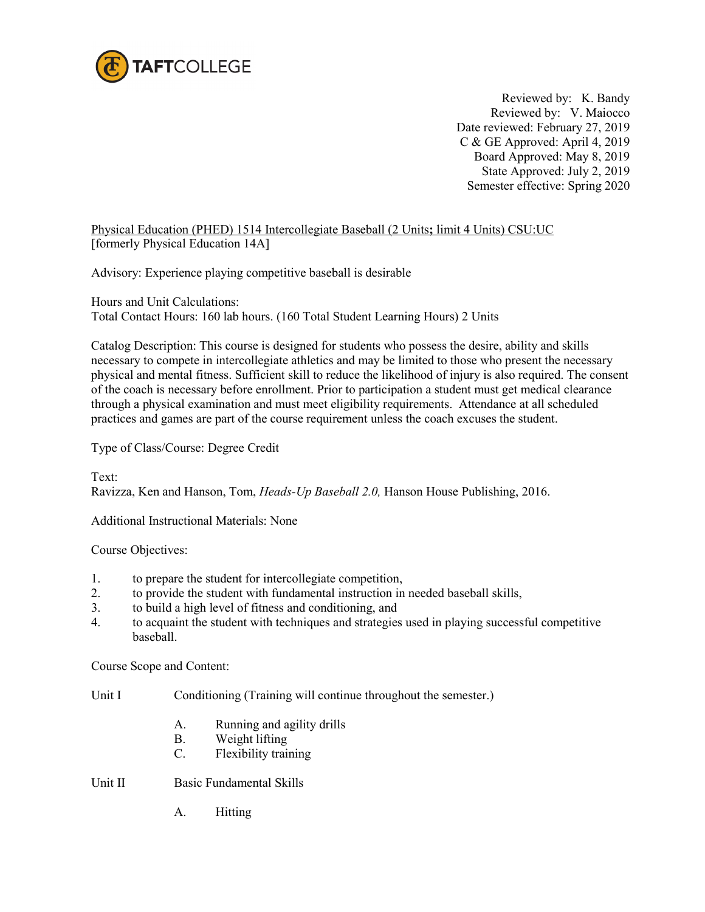TAFTCOLLEGE

Reviewed by: K. Bandy
Reviewed by: V. Maiocco
Date reviewed: February 27, 2019
C & GE Approved: April 4, 2019
Board Approved: May 8, 2019
State Approved: July 2, 2019
Semester effective: Spring 2020

Physical Education (PHED) 1514 Intercollegiate Baseball (2 Units; limit 4 Units) CSU:UC
[formerly Physical Education 14A]

Advisory: Experience playing competitive baseball is desirable

Hours and Unit Calculations:
Total Contact Hours: 160 lab hours. (160 Total Student Learning Hours) 2 Units

Catalog Description: This course is designed for students who possess the desire, ability and skills necessary to compete in intercollegiate athletics and may be limited to those who present the necessary physical and mental fitness. Sufficient skill to reduce the likelihood of injury is also required. The consent of the coach is necessary before enrollment. Prior to participation a student must get medical clearance through a physical examination and must meet eligibility requirements. Attendance at all scheduled practices and games are part of the course requirement unless the coach excuses the student.

Type of Class/Course: Degree Credit

Text:
Ravizza, Ken and Hanson, Tom, *Heads-Up Baseball 2.0,* Hanson House Publishing, 2016.

Additional Instructional Materials: None

Course Objectives:

1. to prepare the student for intercollegiate competition,
2. to provide the student with fundamental instruction in needed baseball skills,
3. to build a high level of fitness and conditioning, and
4. to acquaint the student with techniques and strategies used in playing successful competitive baseball.

Course Scope and Content:

Unit I Conditioning (Training will continue throughout the semester.)

- A. Running and agility drills
- B. Weight lifting
- C. Flexibility training

Unit II Basic Fundamental Skills

- A. Hitting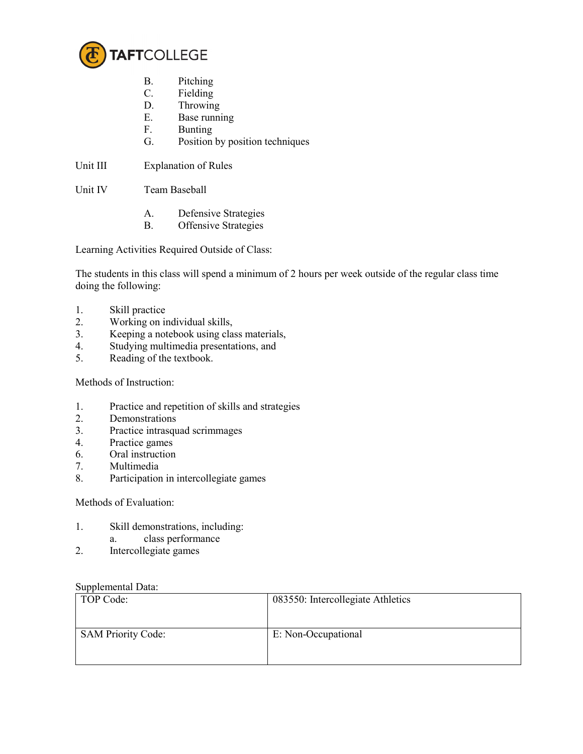B. Pitching
C. Fielding
D. Throwing
E. Base running
F. Bunting
G. Position by position techniques

Unit III Explanation of Rules

Unit IV Team Baseball

A. Defensive Strategies
B. Offensive Strategies

Learning Activities Required Outside of Class:

The students in this class will spend a minimum of 2 hours per week outside of the regular class time doing the following:

1. Skill practice
2. Working on individual skills,
3. Keeping a notebook using class materials,
4. Studying multimedia presentations, and
5. Reading of the textbook.

Methods of Instruction:

1. Practice and repetition of skills and strategies
2. Demonstrations
3. Practice intrasquad scrimmages
4. Practice games
6. Oral instruction
7. Multimedia
8. Participation in intercollegiate games

Methods of Evaluation:

1. Skill demonstrations, including:
   a. class performance
2. Intercollegiate games

Supplemental Data:

| | |
|---|---|
| TOP Code: | 083550: Intercollegiate Athletics |
| SAM Priority Code: | E: Non-Occupational |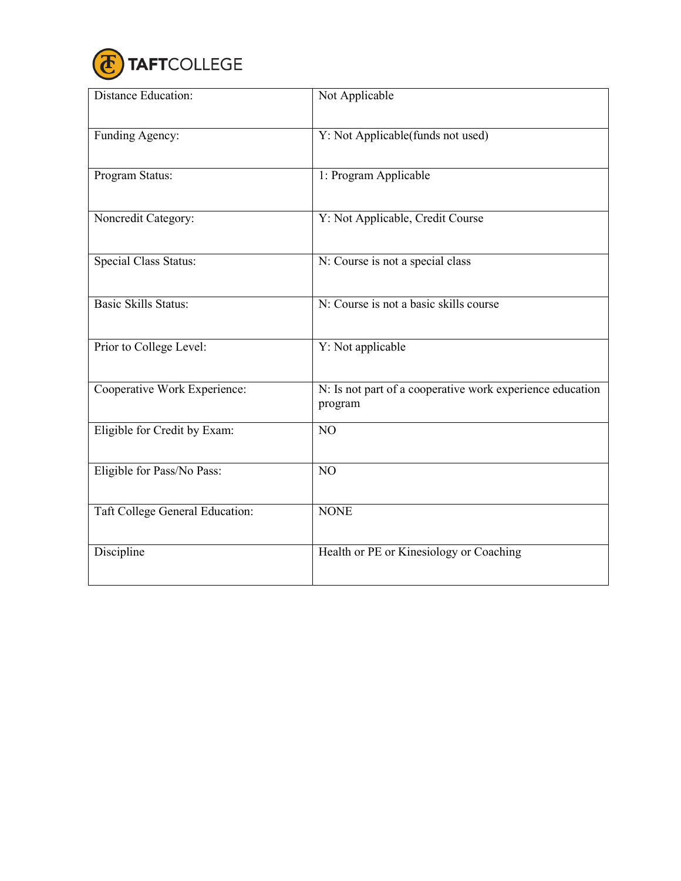| | |
|---|---|
| Distance Education: | Not Applicable |
| Funding Agency: | Y: Not Applicable(funds not used) |
| Program Status: | 1: Program Applicable |
| Noncredit Category: | Y: Not Applicable, Credit Course |
| Special Class Status: | N: Course is not a special class |
| Basic Skills Status: | N: Course is not a basic skills course |
| Prior to College Level: | Y: Not applicable |
| Cooperative Work Experience: | N: Is not part of a cooperative work experience education program |
| Eligible for Credit by Exam: | NO |
| Eligible for Pass/No Pass: | NO |
| Taft College General Education: | NONE |
| Discipline | Health or PE or Kinesiology or Coaching |